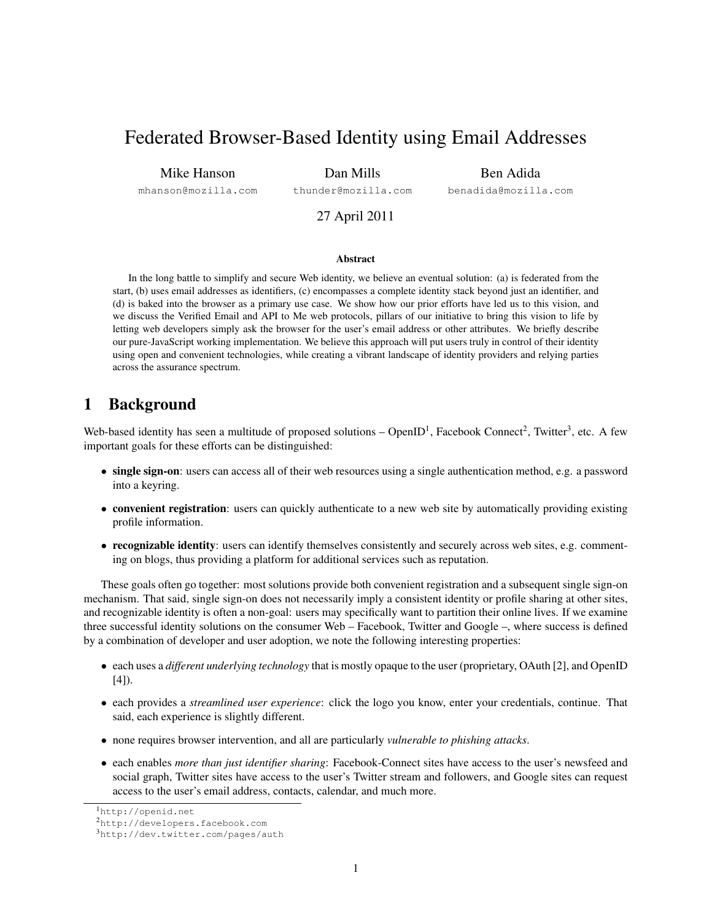# Federated Browser-Based Identity using Email Addresses

Mike Hanson
mhanson@mozilla.com

Dan Mills
thunder@mozilla.com

Ben Adida
benadida@mozilla.com

27 April 2011

### Abstract

In the long battle to simplify and secure Web identity, we believe an eventual solution: (a) is federated from the start, (b) uses email addresses as identifiers, (c) encompasses a complete identity stack beyond just an identifier, and (d) is baked into the browser as a primary use case. We show how our prior efforts have led us to this vision, and we discuss the Verified Email and API to Me web protocols, pillars of our initiative to bring this vision to life by letting web developers simply ask the browser for the user's email address or other attributes. We briefly describe our pure-JavaScript working implementation. We believe this approach will put users truly in control of their identity using open and convenient technologies, while creating a vibrant landscape of identity providers and relying parties across the assurance spectrum.

## 1 Background

Web-based identity has seen a multitude of proposed solutions – OpenID[1], Facebook Connect[2], Twitter[3], etc. A few important goals for these efforts can be distinguished:

- **single sign-on**: users can access all of their web resources using a single authentication method, e.g. a password into a keyring.
- **convenient registration**: users can quickly authenticate to a new web site by automatically providing existing profile information.
- **recognizable identity**: users can identify themselves consistently and securely across web sites, e.g. commenting on blogs, thus providing a platform for additional services such as reputation.

These goals often go together: most solutions provide both convenient registration and a subsequent single sign-on mechanism. That said, single sign-on does not necessarily imply a consistent identity or profile sharing at other sites, and recognizable identity is often a non-goal: users may specifically want to partition their online lives. If we examine three successful identity solutions on the consumer Web – Facebook, Twitter and Google –, where success is defined by a combination of developer and user adoption, we note the following interesting properties:

- each uses a *different underlying technology* that is mostly opaque to the user (proprietary, OAuth [2], and OpenID [4]).
- each provides a *streamlined user experience*: click the logo you know, enter your credentials, continue. That said, each experience is slightly different.
- none requires browser intervention, and all are particularly *vulnerable to phishing attacks*.
- each enables *more than just identifier sharing*: Facebook-Connect sites have access to the user's newsfeed and social graph, Twitter sites have access to the user's Twitter stream and followers, and Google sites can request access to the user's email address, contacts, calendar, and much more.

[1] http://openid.net
[2] http://developers.facebook.com
[3] http://dev.twitter.com/pages/auth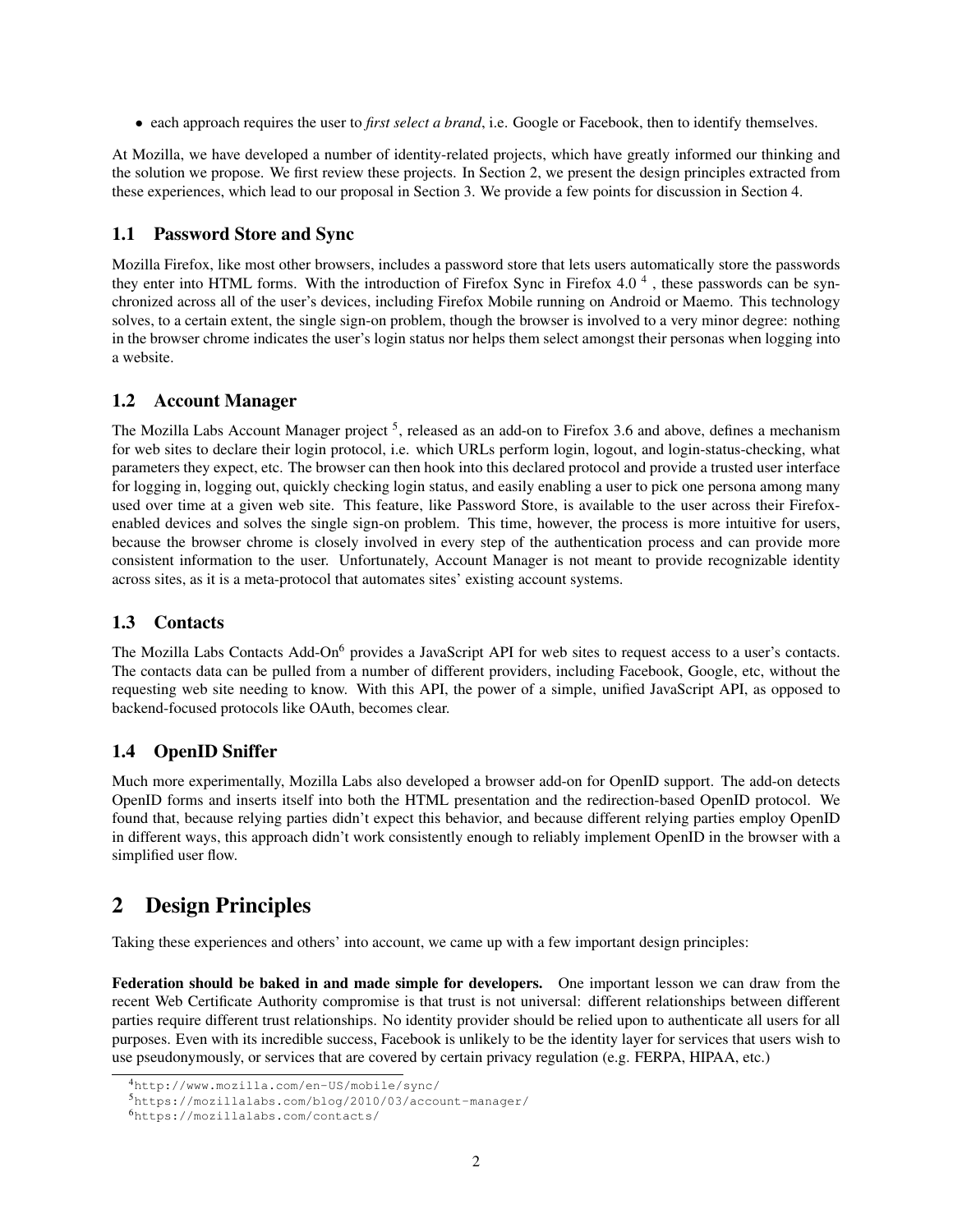- each approach requires the user to *first select a brand*, i.e. Google or Facebook, then to identify themselves.

At Mozilla, we have developed a number of identity-related projects, which have greatly informed our thinking and the solution we propose. We first review these projects. In Section 2, we present the design principles extracted from these experiences, which lead to our proposal in Section 3. We provide a few points for discussion in Section 4.

### 1.1 Password Store and Sync

Mozilla Firefox, like most other browsers, includes a password store that lets users automatically store the passwords they enter into HTML forms. With the introduction of Firefox Sync in Firefox 4.0 [4] , these passwords can be synchronized across all of the user's devices, including Firefox Mobile running on Android or Maemo. This technology solves, to a certain extent, the single sign-on problem, though the browser is involved to a very minor degree: nothing in the browser chrome indicates the user's login status nor helps them select amongst their personas when logging into a website.

### 1.2 Account Manager

The Mozilla Labs Account Manager project [5], released as an add-on to Firefox 3.6 and above, defines a mechanism for web sites to declare their login protocol, i.e. which URLs perform login, logout, and login-status-checking, what parameters they expect, etc. The browser can then hook into this declared protocol and provide a trusted user interface for logging in, logging out, quickly checking login status, and easily enabling a user to pick one persona among many used over time at a given web site. This feature, like Password Store, is available to the user across their Firefox-enabled devices and solves the single sign-on problem. This time, however, the process is more intuitive for users, because the browser chrome is closely involved in every step of the authentication process and can provide more consistent information to the user. Unfortunately, Account Manager is not meant to provide recognizable identity across sites, as it is a meta-protocol that automates sites' existing account systems.

### 1.3 Contacts

The Mozilla Labs Contacts Add-On[6] provides a JavaScript API for web sites to request access to a user's contacts. The contacts data can be pulled from a number of different providers, including Facebook, Google, etc, without the requesting web site needing to know. With this API, the power of a simple, unified JavaScript API, as opposed to backend-focused protocols like OAuth, becomes clear.

### 1.4 OpenID Sniffer

Much more experimentally, Mozilla Labs also developed a browser add-on for OpenID support. The add-on detects OpenID forms and inserts itself into both the HTML presentation and the redirection-based OpenID protocol. We found that, because relying parties didn't expect this behavior, and because different relying parties employ OpenID in different ways, this approach didn't work consistently enough to reliably implement OpenID in the browser with a simplified user flow.

## 2 Design Principles

Taking these experiences and others' into account, we came up with a few important design principles:

**Federation should be baked in and made simple for developers.** One important lesson we can draw from the recent Web Certificate Authority compromise is that trust is not universal: different relationships between different parties require different trust relationships. No identity provider should be relied upon to authenticate all users for all purposes. Even with its incredible success, Facebook is unlikely to be the identity layer for services that users wish to use pseudonymously, or services that are covered by certain privacy regulation (e.g. FERPA, HIPAA, etc.)

[4] http://www.mozilla.com/en-US/mobile/sync/

[5] https://mozillalabs.com/blog/2010/03/account-manager/

[6] https://mozillalabs.com/contacts/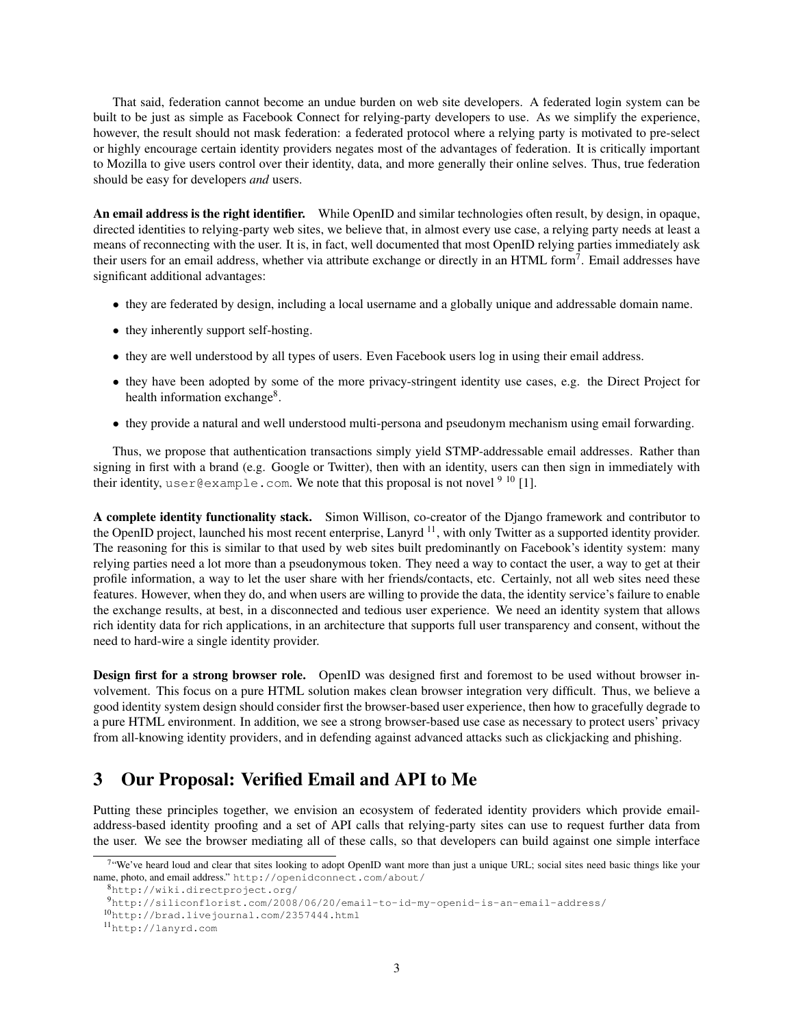That said, federation cannot become an undue burden on web site developers. A federated login system can be built to be just as simple as Facebook Connect for relying-party developers to use. As we simplify the experience, however, the result should not mask federation: a federated protocol where a relying party is motivated to pre-select or highly encourage certain identity providers negates most of the advantages of federation. It is critically important to Mozilla to give users control over their identity, data, and more generally their online selves. Thus, true federation should be easy for developers *and* users.

**An email address is the right identifier.** While OpenID and similar technologies often result, by design, in opaque, directed identities to relying-party web sites, we believe that, in almost every use case, a relying party needs at least a means of reconnecting with the user. It is, in fact, well documented that most OpenID relying parties immediately ask their users for an email address, whether via attribute exchange or directly in an HTML form[7]. Email addresses have significant additional advantages:

- they are federated by design, including a local username and a globally unique and addressable domain name.
- they inherently support self-hosting.
- they are well understood by all types of users. Even Facebook users log in using their email address.
- they have been adopted by some of the more privacy-stringent identity use cases, e.g. the Direct Project for health information exchange[8].
- they provide a natural and well understood multi-persona and pseudonym mechanism using email forwarding.

Thus, we propose that authentication transactions simply yield STMP-addressable email addresses. Rather than signing in first with a brand (e.g. Google or Twitter), then with an identity, users can then sign in immediately with their identity, `user@example.com`. We note that this proposal is not novel [9] [10] [1].

**A complete identity functionality stack.** Simon Willison, co-creator of the Django framework and contributor to the OpenID project, launched his most recent enterprise, Lanyrd [11], with only Twitter as a supported identity provider. The reasoning for this is similar to that used by web sites built predominantly on Facebook's identity system: many relying parties need a lot more than a pseudonymous token. They need a way to contact the user, a way to get at their profile information, a way to let the user share with her friends/contacts, etc. Certainly, not all web sites need these features. However, when they do, and when users are willing to provide the data, the identity service's failure to enable the exchange results, at best, in a disconnected and tedious user experience. We need an identity system that allows rich identity data for rich applications, in an architecture that supports full user transparency and consent, without the need to hard-wire a single identity provider.

**Design first for a strong browser role.** OpenID was designed first and foremost to be used without browser involvement. This focus on a pure HTML solution makes clean browser integration very difficult. Thus, we believe a good identity system design should consider first the browser-based user experience, then how to gracefully degrade to a pure HTML environment. In addition, we see a strong browser-based use case as necessary to protect users' privacy from all-knowing identity providers, and in defending against advanced attacks such as clickjacking and phishing.

## 3 Our Proposal: Verified Email and API to Me

Putting these principles together, we envision an ecosystem of federated identity providers which provide email-address-based identity proofing and a set of API calls that relying-party sites can use to request further data from the user. We see the browser mediating all of these calls, so that developers can build against one simple interface

---

[7] "We've heard loud and clear that sites looking to adopt OpenID want more than just a unique URL; social sites need basic things like your name, photo, and email address." `http://openidconnect.com/about/`

[8] `http://wiki.directproject.org/`

[9] `http://siliconflorist.com/2008/06/20/email-to-id-my-openid-is-an-email-address/`

[10] `http://brad.livejournal.com/2357444.html`

[11] `http://lanyrd.com`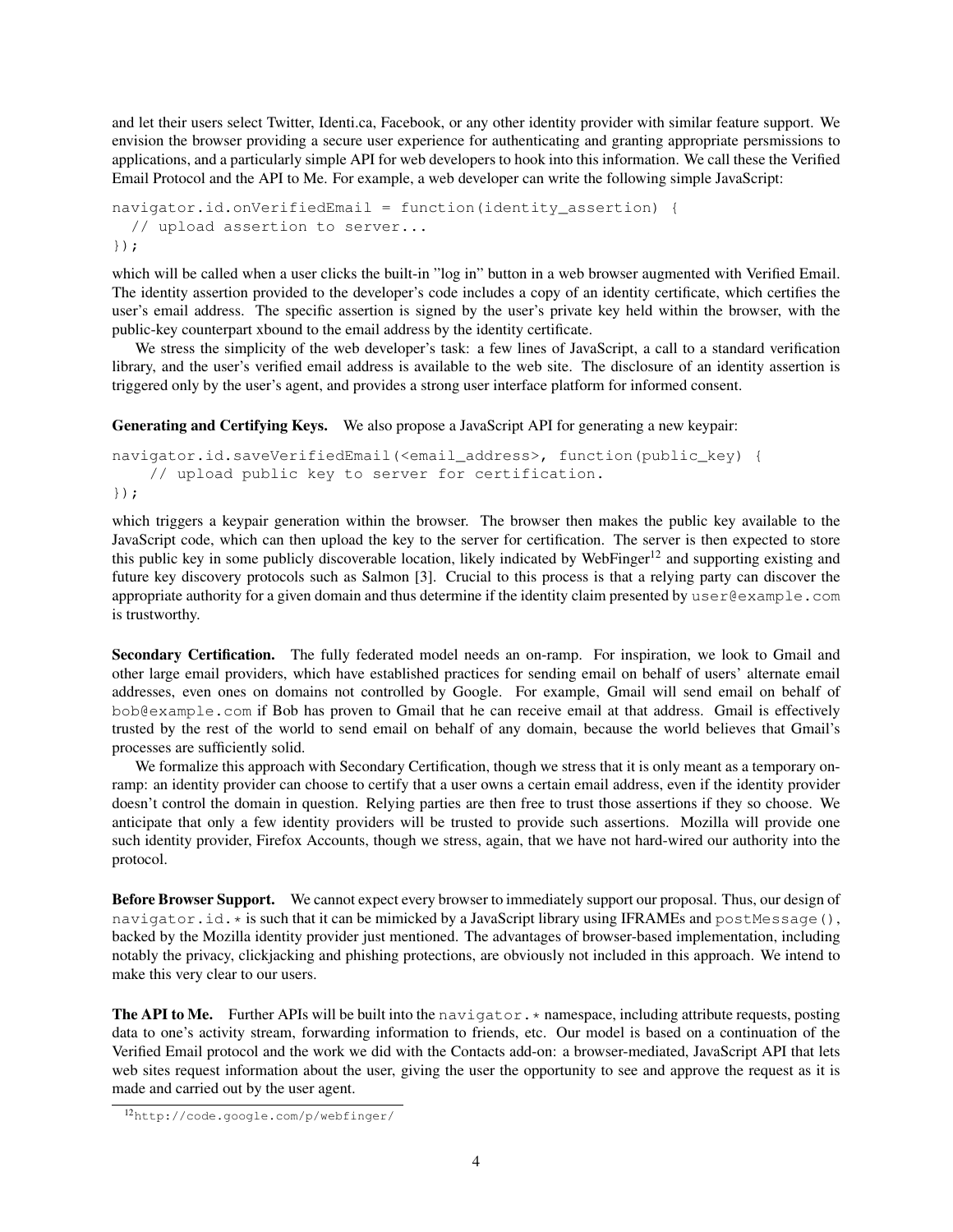and let their users select Twitter, Identi.ca, Facebook, or any other identity provider with similar feature support. We envision the browser providing a secure user experience for authenticating and granting appropriate persmissions to applications, and a particularly simple API for web developers to hook into this information. We call these the Verified Email Protocol and the API to Me. For example, a web developer can write the following simple JavaScript:

```
navigator.id.onVerifiedEmail = function(identity_assertion) {
  // upload assertion to server...
});
```

which will be called when a user clicks the built-in "log in" button in a web browser augmented with Verified Email. The identity assertion provided to the developer's code includes a copy of an identity certificate, which certifies the user's email address. The specific assertion is signed by the user's private key held within the browser, with the public-key counterpart xbound to the email address by the identity certificate.

We stress the simplicity of the web developer's task: a few lines of JavaScript, a call to a standard verification library, and the user's verified email address is available to the web site. The disclosure of an identity assertion is triggered only by the user's agent, and provides a strong user interface platform for informed consent.

**Generating and Certifying Keys.** We also propose a JavaScript API for generating a new keypair:

```
navigator.id.saveVerifiedEmail(<email_address>, function(public_key) {
    // upload public key to server for certification.
});
```

which triggers a keypair generation within the browser. The browser then makes the public key available to the JavaScript code, which can then upload the key to the server for certification. The server is then expected to store this public key in some publicly discoverable location, likely indicated by WebFinger[12] and supporting existing and future key discovery protocols such as Salmon [3]. Crucial to this process is that a relying party can discover the appropriate authority for a given domain and thus determine if the identity claim presented by `user@example.com` is trustworthy.

**Secondary Certification.** The fully federated model needs an on-ramp. For inspiration, we look to Gmail and other large email providers, which have established practices for sending email on behalf of users' alternate email addresses, even ones on domains not controlled by Google. For example, Gmail will send email on behalf of `bob@example.com` if Bob has proven to Gmail that he can receive email at that address. Gmail is effectively trusted by the rest of the world to send email on behalf of any domain, because the world believes that Gmail's processes are sufficiently solid.

We formalize this approach with Secondary Certification, though we stress that it is only meant as a temporary on-ramp: an identity provider can choose to certify that a user owns a certain email address, even if the identity provider doesn't control the domain in question. Relying parties are then free to trust those assertions if they so choose. We anticipate that only a few identity providers will be trusted to provide such assertions. Mozilla will provide one such identity provider, Firefox Accounts, though we stress, again, that we have not hard-wired our authority into the protocol.

**Before Browser Support.** We cannot expect every browser to immediately support our proposal. Thus, our design of `navigator.id.*` is such that it can be mimicked by a JavaScript library using IFRAMEs and `postMessage()`, backed by the Mozilla identity provider just mentioned. The advantages of browser-based implementation, including notably the privacy, clickjacking and phishing protections, are obviously not included in this approach. We intend to make this very clear to our users.

**The API to Me.** Further APIs will be built into the `navigator.*` namespace, including attribute requests, posting data to one's activity stream, forwarding information to friends, etc. Our model is based on a continuation of the Verified Email protocol and the work we did with the Contacts add-on: a browser-mediated, JavaScript API that lets web sites request information about the user, giving the user the opportunity to see and approve the request as it is made and carried out by the user agent.

[12] `http://code.google.com/p/webfinger/`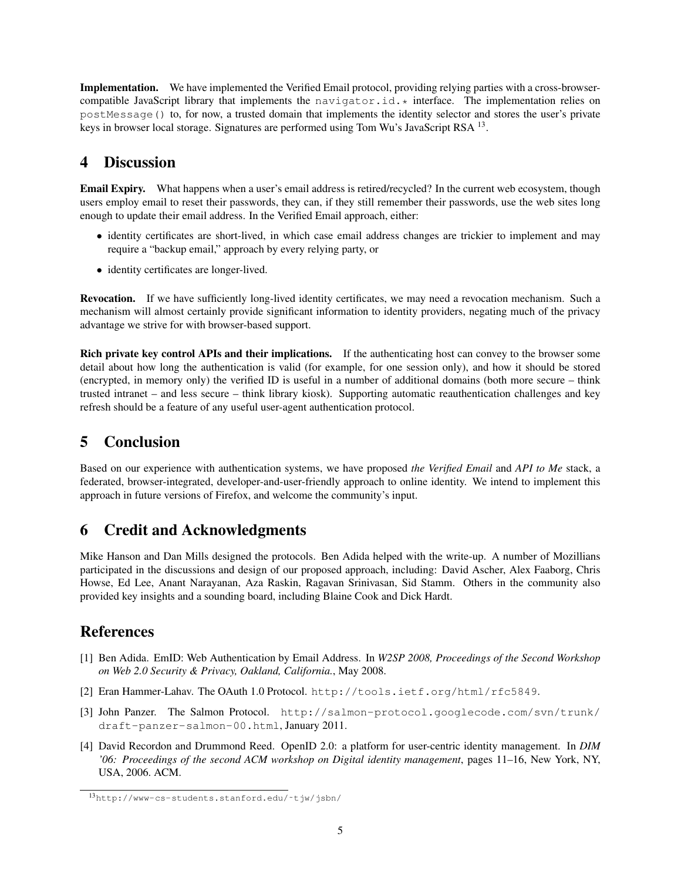**Implementation.** We have implemented the Verified Email protocol, providing relying parties with a cross-browser-compatible JavaScript library that implements the `navigator.id.*` interface. The implementation relies on `postMessage()` to, for now, a trusted domain that implements the identity selector and stores the user's private keys in browser local storage. Signatures are performed using Tom Wu's JavaScript RSA [13].

# 4 Discussion

**Email Expiry.** What happens when a user's email address is retired/recycled? In the current web ecosystem, though users employ email to reset their passwords, they can, if they still remember their passwords, use the web sites long enough to update their email address. In the Verified Email approach, either:

- identity certificates are short-lived, in which case email address changes are trickier to implement and may require a "backup email," approach by every relying party, or
- identity certificates are longer-lived.

**Revocation.** If we have sufficiently long-lived identity certificates, we may need a revocation mechanism. Such a mechanism will almost certainly provide significant information to identity providers, negating much of the privacy advantage we strive for with browser-based support.

**Rich private key control APIs and their implications.** If the authenticating host can convey to the browser some detail about how long the authentication is valid (for example, for one session only), and how it should be stored (encrypted, in memory only) the verified ID is useful in a number of additional domains (both more secure – think trusted intranet – and less secure – think library kiosk). Supporting automatic reauthentication challenges and key refresh should be a feature of any useful user-agent authentication protocol.

# 5 Conclusion

Based on our experience with authentication systems, we have proposed *the Verified Email* and *API to Me* stack, a federated, browser-integrated, developer-and-user-friendly approach to online identity. We intend to implement this approach in future versions of Firefox, and welcome the community's input.

# 6 Credit and Acknowledgments

Mike Hanson and Dan Mills designed the protocols. Ben Adida helped with the write-up. A number of Mozillians participated in the discussions and design of our proposed approach, including: David Ascher, Alex Faaborg, Chris Howse, Ed Lee, Anant Narayanan, Aza Raskin, Ragavan Srinivasan, Sid Stamm. Others in the community also provided key insights and a sounding board, including Blaine Cook and Dick Hardt.

# References

[1] Ben Adida. EmID: Web Authentication by Email Address. In *W2SP 2008, Proceedings of the Second Workshop on Web 2.0 Security & Privacy, Oakland, California.*, May 2008.

[2] Eran Hammer-Lahav. The OAuth 1.0 Protocol. `http://tools.ietf.org/html/rfc5849`.

[3] John Panzer. The Salmon Protocol. `http://salmon-protocol.googlecode.com/svn/trunk/draft-panzer-salmon-00.html`, January 2011.

[4] David Recordon and Drummond Reed. OpenID 2.0: a platform for user-centric identity management. In *DIM '06: Proceedings of the second ACM workshop on Digital identity management*, pages 11–16, New York, NY, USA, 2006. ACM.

[13] `http://www-cs-students.stanford.edu/~tjw/jsbn/`